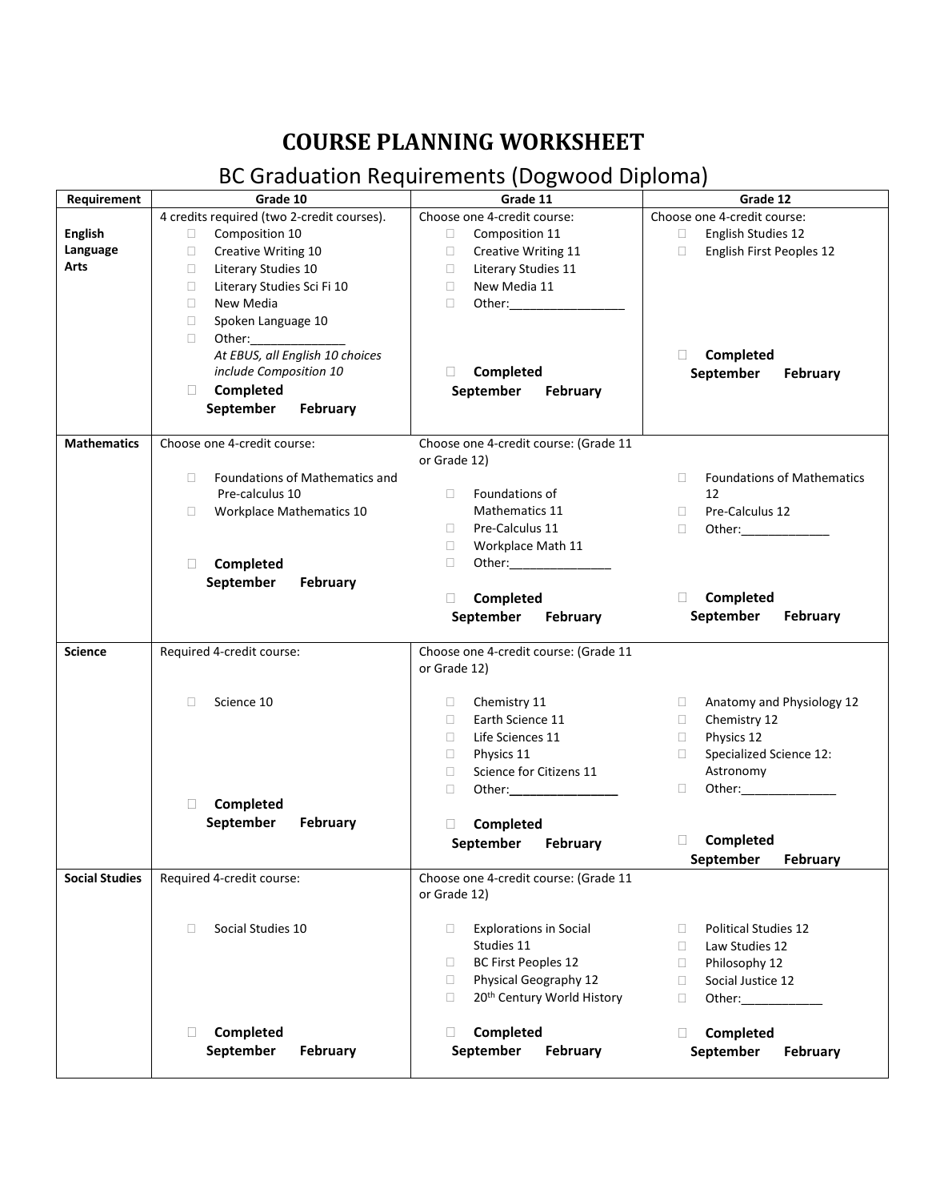# COURSE PLANNING WORKSHEET

## BC Graduation Requirements (Dogwood Diploma)

| Requirement | Grade 10 | Grade 11 | Grade 12 |
|---|---|---|---|
| **English Language Arts** | 4 credits required (two 2-credit courses).<br>☐ Composition 10<br>☐ Creative Writing 10<br>☐ Literary Studies 10<br>☐ Literary Studies Sci Fi 10<br>☐ New Media<br>☐ Spoken Language 10<br>☐ Other:______________<br>*At EBUS, all English 10 choices include Composition 10*<br>☐ **Completed**<br>**September February** | Choose one 4-credit course:<br>☐ Composition 11<br>☐ Creative Writing 11<br>☐ Literary Studies 11<br>☐ New Media 11<br>☐ Other:_________________<br>☐ **Completed**<br>**September February** | Choose one 4-credit course:<br>☐ English Studies 12<br>☐ English First Peoples 12<br>☐ **Completed**<br>**September February** |
| **Mathematics** | Choose one 4-credit course:<br>☐ Foundations of Mathematics and Pre-calculus 10<br>☐ Workplace Mathematics 10<br>☐ **Completed**<br>**September February** | Choose one 4-credit course: (Grade 11 or Grade 12)<br>☐ Foundations of Mathematics 11<br>☐ Pre-Calculus 11<br>☐ Workplace Math 11<br>☐ Other:_______________<br>☐ **Completed**<br>**September February** | ☐ Foundations of Mathematics 12<br>☐ Pre-Calculus 12<br>☐ Other:_____________<br>☐ **Completed**<br>**September February** |
| **Science** | Required 4-credit course:<br>☐ Science 10<br>☐ **Completed**<br>**September February** | Choose one 4-credit course: (Grade 11 or Grade 12)<br>☐ Chemistry 11<br>☐ Earth Science 11<br>☐ Life Sciences 11<br>☐ Physics 11<br>☐ Science for Citizens 11<br>☐ Other:________________<br>☐ **Completed**<br>**September February** | ☐ Anatomy and Physiology 12<br>☐ Chemistry 12<br>☐ Physics 12<br>☐ Specialized Science 12: Astronomy<br>☐ Other:______________<br>☐ **Completed**<br>**September February** |
| **Social Studies** | Required 4-credit course:<br>☐ Social Studies 10<br>☐ **Completed**<br>**September February** | Choose one 4-credit course: (Grade 11 or Grade 12)<br>☐ Explorations in Social Studies 11<br>☐ BC First Peoples 12<br>☐ Physical Geography 12<br>☐ 20th Century World History<br>☐ **Completed**<br>**September February** | ☐ Political Studies 12<br>☐ Law Studies 12<br>☐ Philosophy 12<br>☐ Social Justice 12<br>☐ Other:____________<br>☐ **Completed**<br>**September February** |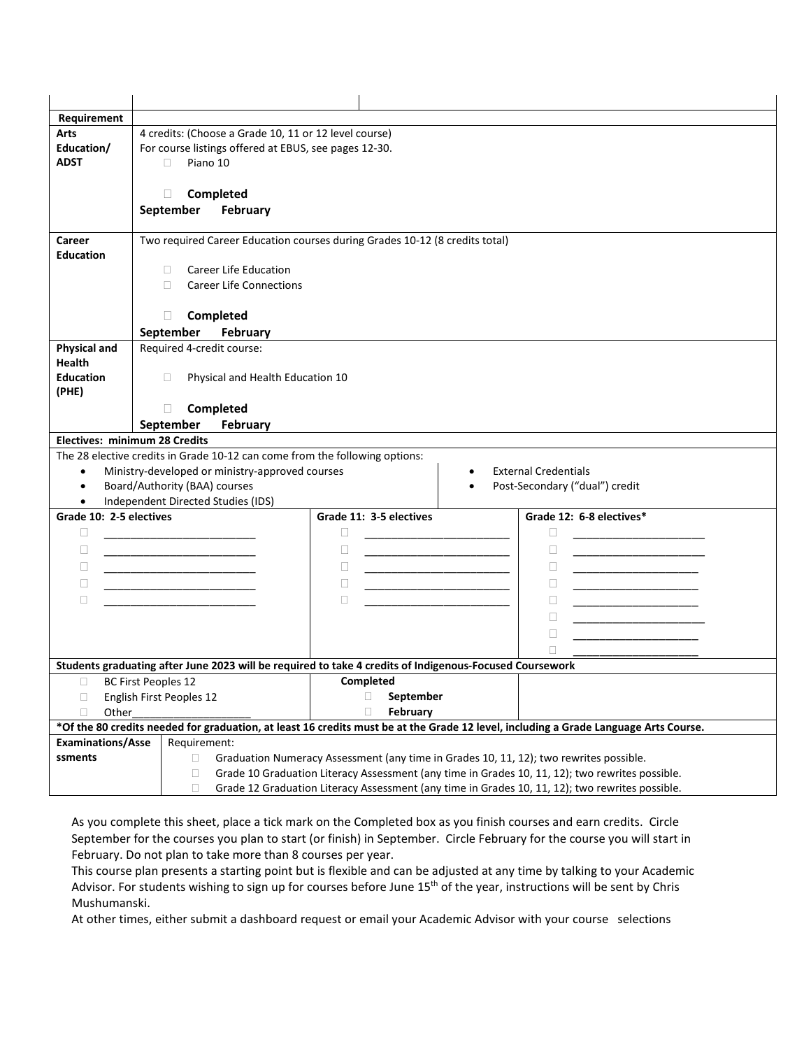| Requirement | |
|---|---|
| **Arts Education/ ADST** | 4 credits: (Choose a Grade 10, 11 or 12 level course)<br>For course listings offered at EBUS, see pages 12-30.<br>☐ Piano 10<br><br>☐ **Completed**<br>**September February** |
| **Career Education** | Two required Career Education courses during Grades 10-12 (8 credits total)<br><br>☐ Career Life Education<br>☐ Career Life Connections<br><br>☐ **Completed**<br>**September February** |
| **Physical and Health Education (PHE)** | Required 4-credit course:<br><br>☐ Physical and Health Education 10<br><br>☐ **Completed**<br>**September February** |

**Electives: minimum 28 Credits**

The 28 elective credits in Grade 10-12 can come from the following options:

- Ministry-developed or ministry-approved courses
- Board/Authority (BAA) courses
- Independent Directed Studies (IDS)
- External Credentials
- Post-Secondary ("dual") credit

| Grade 10: 2-5 electives | Grade 11: 3-5 electives | Grade 12: 6-8 electives* |
|---|---|---|
| ☐ ______________________ | ☐ ______________________ | ☐ ______________________ |
| ☐ ______________________ | ☐ ______________________ | ☐ ______________________ |
| ☐ ______________________ | ☐ ______________________ | ☐ ______________________ |
| ☐ ______________________ | ☐ ______________________ | ☐ ______________________ |
| ☐ ______________________ | ☐ ______________________ | ☐ ______________________ |
| | | ☐ ______________________ |
| | | ☐ ______________________ |
| | | ☐ ______________________ |

**Students graduating after June 2023 will be required to take 4 credits of Indigenous-Focused Coursework**

| | | |
|---|---|---|
| ☐ BC First Peoples 12<br>☐ English First Peoples 12<br>☐ Other____________________ | **Completed**<br>☐ **September**<br>☐ **February** | |

**\*Of the 80 credits needed for graduation, at least 16 credits must be at the Grade 12 level, including a Grade Language Arts Course.**

| | |
|---|---|
| **Examinations/Assessments** | Requirement:<br>☐ Graduation Numeracy Assessment (any time in Grades 10, 11, 12); two rewrites possible.<br>☐ Grade 10 Graduation Literacy Assessment (any time in Grades 10, 11, 12); two rewrites possible.<br>☐ Grade 12 Graduation Literacy Assessment (any time in Grades 10, 11, 12); two rewrites possible. |

As you complete this sheet, place a tick mark on the Completed box as you finish courses and earn credits. Circle September for the courses you plan to start (or finish) in September. Circle February for the course you will start in February. Do not plan to take more than 8 courses per year.

This course plan presents a starting point but is flexible and can be adjusted at any time by talking to your Academic Advisor. For students wishing to sign up for courses before June 15th of the year, instructions will be sent by Chris Mushumanski.

At other times, either submit a dashboard request or email your Academic Advisor with your course selections